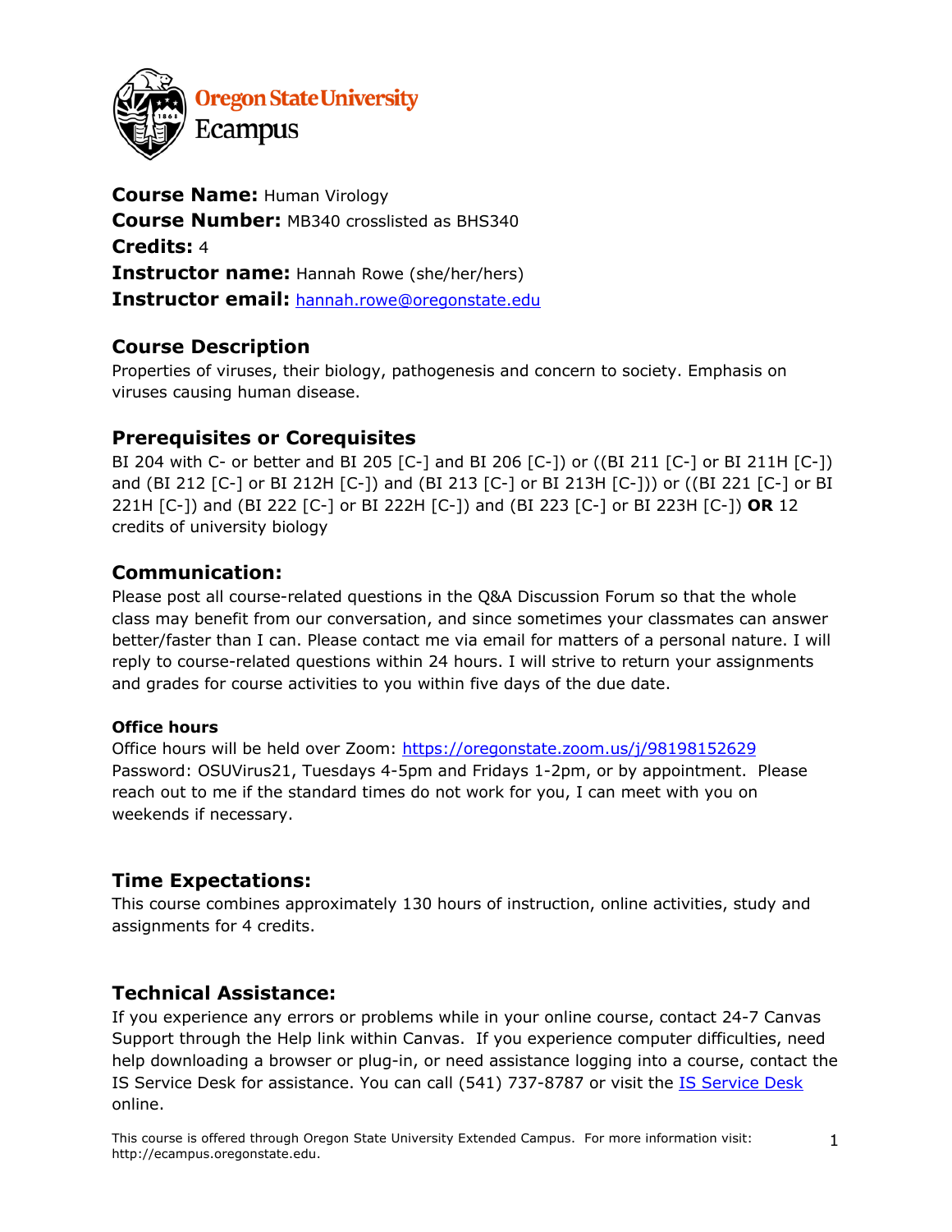**Course Name:** Human Virology
**Course Number:** MB340 crosslisted as BHS340
**Credits:** 4
**Instructor name:** Hannah Rowe (she/her/hers)
**Instructor email:** [hannah.rowe@oregonstate.edu](mailto:hannah.rowe@oregonstate.edu)

## Course Description

Properties of viruses, their biology, pathogenesis and concern to society. Emphasis on viruses causing human disease.

## Prerequisites or Corequisites

BI 204 with C- or better and BI 205 [C-] and BI 206 [C-]) or ((BI 211 [C-] or BI 211H [C-]) and (BI 212 [C-] or BI 212H [C-]) and (BI 213 [C-] or BI 213H [C-])) or ((BI 221 [C-] or BI 221H [C-]) and (BI 222 [C-] or BI 222H [C-]) and (BI 223 [C-] or BI 223H [C-]) **OR** 12 credits of university biology

## Communication:

Please post all course-related questions in the Q&A Discussion Forum so that the whole class may benefit from our conversation, and since sometimes your classmates can answer better/faster than I can. Please contact me via email for matters of a personal nature. I will reply to course-related questions within 24 hours. I will strive to return your assignments and grades for course activities to you within five days of the due date.

#### Office hours

Office hours will be held over Zoom: [https://oregonstate.zoom.us/j/98198152629](https://oregonstate.zoom.us/j/98198152629)
Password: OSUVirus21, Tuesdays 4-5pm and Fridays 1-2pm, or by appointment. Please reach out to me if the standard times do not work for you, I can meet with you on weekends if necessary.

## Time Expectations:

This course combines approximately 130 hours of instruction, online activities, study and assignments for 4 credits.

## Technical Assistance:

If you experience any errors or problems while in your online course, contact 24-7 Canvas Support through the Help link within Canvas. If you experience computer difficulties, need help downloading a browser or plug-in, or need assistance logging into a course, contact the IS Service Desk for assistance. You can call (541) 737-8787 or visit the IS Service Desk online.

This course is offered through Oregon State University Extended Campus. For more information visit: http://ecampus.oregonstate.edu.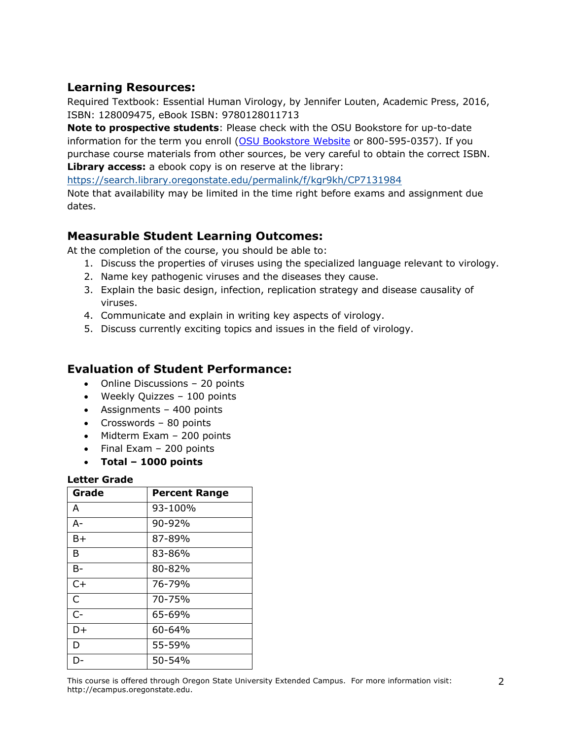## Learning Resources:

Required Textbook: Essential Human Virology, by Jennifer Louten, Academic Press, 2016, ISBN: 128009475, eBook ISBN: 9780128011713

**Note to prospective students**: Please check with the OSU Bookstore for up-to-date information for the term you enroll (OSU Bookstore Website or 800-595-0357). If you purchase course materials from other sources, be very careful to obtain the correct ISBN.

**Library access:** a ebook copy is on reserve at the library: https://search.library.oregonstate.edu/permalink/f/kgr9kh/CP7131984

Note that availability may be limited in the time right before exams and assignment due dates.

## Measurable Student Learning Outcomes:

At the completion of the course, you should be able to:

1. Discuss the properties of viruses using the specialized language relevant to virology.
2. Name key pathogenic viruses and the diseases they cause.
3. Explain the basic design, infection, replication strategy and disease causality of viruses.
4. Communicate and explain in writing key aspects of virology.
5. Discuss currently exciting topics and issues in the field of virology.

## Evaluation of Student Performance:

- Online Discussions – 20 points
- Weekly Quizzes – 100 points
- Assignments – 400 points
- Crosswords – 80 points
- Midterm Exam – 200 points
- Final Exam – 200 points
- **Total – 1000 points**

**Letter Grade**

| Grade | Percent Range |
|---|---|
| A | 93-100% |
| A- | 90-92% |
| B+ | 87-89% |
| B | 83-86% |
| B- | 80-82% |
| C+ | 76-79% |
| C | 70-75% |
| C- | 65-69% |
| D+ | 60-64% |
| D | 55-59% |
| D- | 50-54% |

This course is offered through Oregon State University Extended Campus. For more information visit: http://ecampus.oregonstate.edu.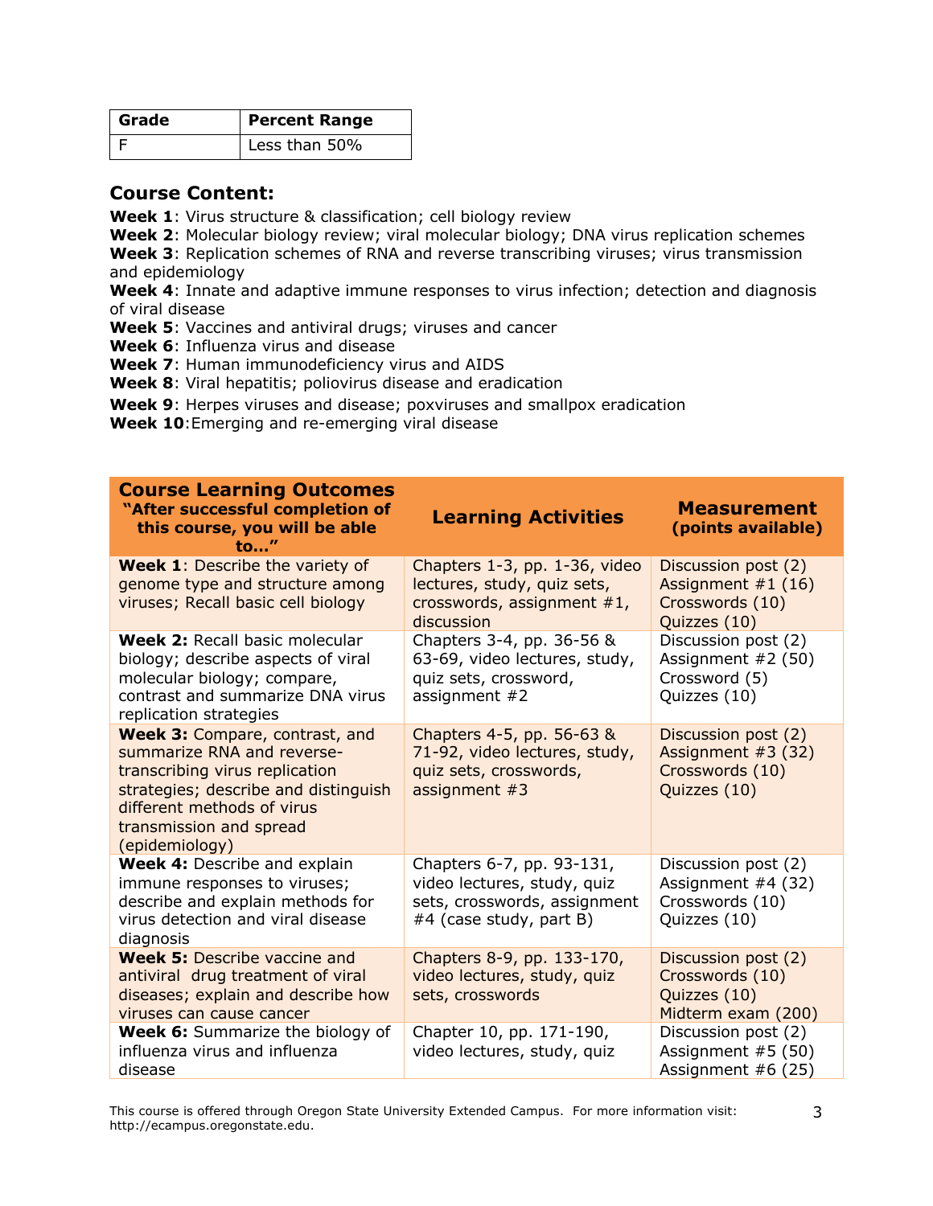| Grade | Percent Range |
| --- | --- |
| F | Less than 50% |

### Course Content:

**Week 1**: Virus structure & classification; cell biology review
**Week 2**: Molecular biology review; viral molecular biology; DNA virus replication schemes
**Week 3**: Replication schemes of RNA and reverse transcribing viruses; virus transmission and epidemiology
**Week 4**: Innate and adaptive immune responses to virus infection; detection and diagnosis of viral disease
**Week 5**: Vaccines and antiviral drugs; viruses and cancer
**Week 6**: Influenza virus and disease
**Week 7**: Human immunodeficiency virus and AIDS
**Week 8**: Viral hepatitis; poliovirus disease and eradication
**Week 9**: Herpes viruses and disease; poxviruses and smallpox eradication
**Week 10**: Emerging and re-emerging viral disease

| **Course Learning Outcomes** "After successful completion of this course, you will be able to…" | **Learning Activities** | **Measurement** (points available) |
| --- | --- | --- |
| **Week 1**: Describe the variety of genome type and structure among viruses; Recall basic cell biology | Chapters 1-3, pp. 1-36, video lectures, study, quiz sets, crosswords, assignment #1, discussion | Discussion post (2)<br>Assignment #1 (16)<br>Crosswords (10)<br>Quizzes (10) |
| **Week 2:** Recall basic molecular biology; describe aspects of viral molecular biology; compare, contrast and summarize DNA virus replication strategies | Chapters 3-4, pp. 36-56 & 63-69, video lectures, study, quiz sets, crossword, assignment #2 | Discussion post (2)<br>Assignment #2 (50)<br>Crossword (5)<br>Quizzes (10) |
| **Week 3:** Compare, contrast, and summarize RNA and reverse-transcribing virus replication strategies; describe and distinguish different methods of virus transmission and spread (epidemiology) | Chapters 4-5, pp. 56-63 & 71-92, video lectures, study, quiz sets, crosswords, assignment #3 | Discussion post (2)<br>Assignment #3 (32)<br>Crosswords (10)<br>Quizzes (10) |
| **Week 4:** Describe and explain immune responses to viruses; describe and explain methods for virus detection and viral disease diagnosis | Chapters 6-7, pp. 93-131, video lectures, study, quiz sets, crosswords, assignment #4 (case study, part B) | Discussion post (2)<br>Assignment #4 (32)<br>Crosswords (10)<br>Quizzes (10) |
| **Week 5:** Describe vaccine and antiviral drug treatment of viral diseases; explain and describe how viruses can cause cancer | Chapters 8-9, pp. 133-170, video lectures, study, quiz sets, crosswords | Discussion post (2)<br>Crosswords (10)<br>Quizzes (10)<br>Midterm exam (200) |
| **Week 6:** Summarize the biology of influenza virus and influenza disease | Chapter 10, pp. 171-190, video lectures, study, quiz | Discussion post (2)<br>Assignment #5 (50)<br>Assignment #6 (25) |

This course is offered through Oregon State University Extended Campus. For more information visit: http://ecampus.oregonstate.edu.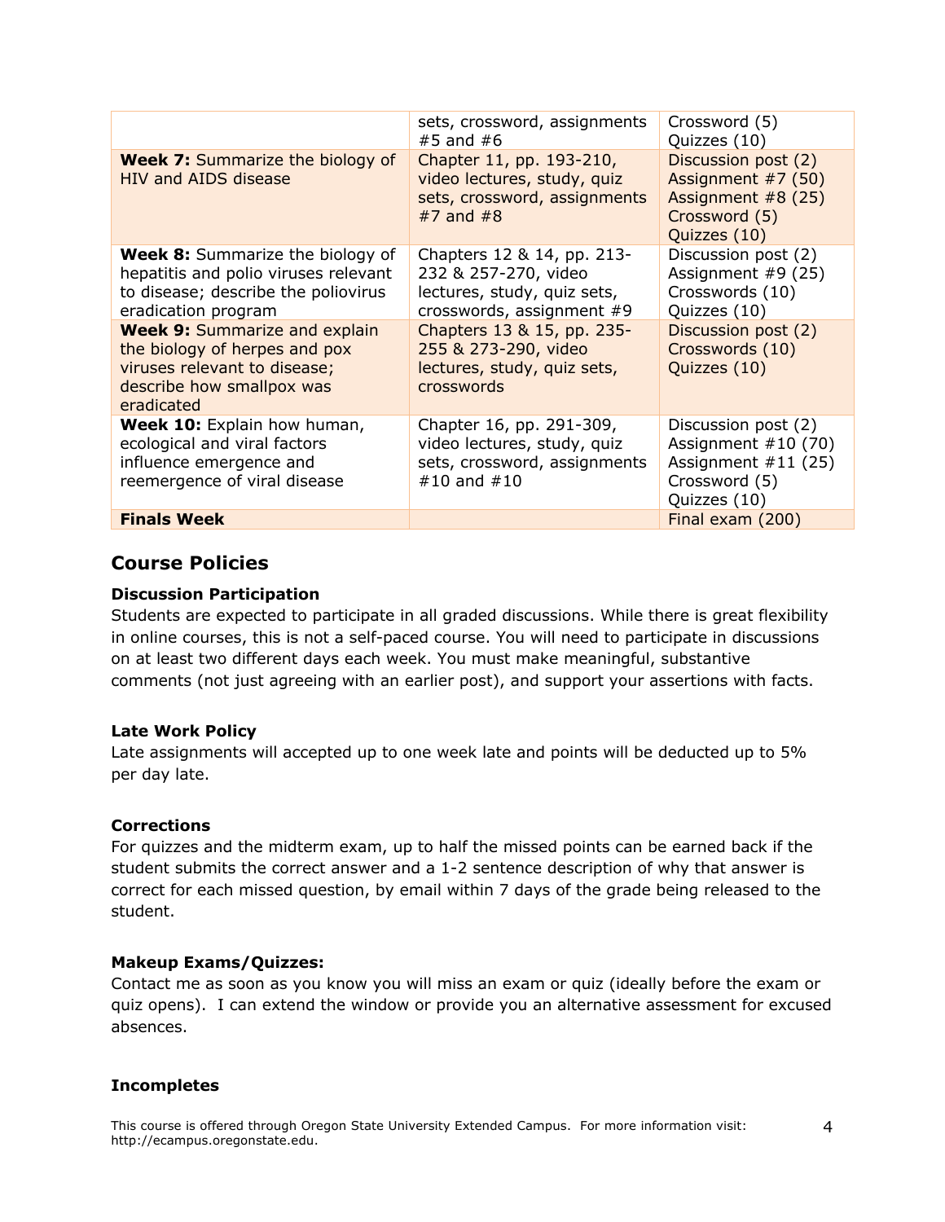| | sets, crossword, assignments #5 and #6 | Crossword (5)<br>Quizzes (10) |
|---|---|---|
| **Week 7:** Summarize the biology of HIV and AIDS disease | Chapter 11, pp. 193-210, video lectures, study, quiz sets, crossword, assignments #7 and #8 | Discussion post (2)<br>Assignment #7 (50)<br>Assignment #8 (25)<br>Crossword (5)<br>Quizzes (10) |
| **Week 8:** Summarize the biology of hepatitis and polio viruses relevant to disease; describe the poliovirus eradication program | Chapters 12 & 14, pp. 213-232 & 257-270, video lectures, study, quiz sets, crosswords, assignment #9 | Discussion post (2)<br>Assignment #9 (25)<br>Crosswords (10)<br>Quizzes (10) |
| **Week 9:** Summarize and explain the biology of herpes and pox viruses relevant to disease; describe how smallpox was eradicated | Chapters 13 & 15, pp. 235-255 & 273-290, video lectures, study, quiz sets, crosswords | Discussion post (2)<br>Crosswords (10)<br>Quizzes (10) |
| **Week 10:** Explain how human, ecological and viral factors influence emergence and reemergence of viral disease | Chapter 16, pp. 291-309, video lectures, study, quiz sets, crossword, assignments #10 and #10 | Discussion post (2)<br>Assignment #10 (70)<br>Assignment #11 (25)<br>Crossword (5)<br>Quizzes (10) |
| **Finals Week** | | Final exam (200) |

## Course Policies

### Discussion Participation

Students are expected to participate in all graded discussions. While there is great flexibility in online courses, this is not a self-paced course. You will need to participate in discussions on at least two different days each week. You must make meaningful, substantive comments (not just agreeing with an earlier post), and support your assertions with facts.

### Late Work Policy

Late assignments will accepted up to one week late and points will be deducted up to 5% per day late.

### Corrections

For quizzes and the midterm exam, up to half the missed points can be earned back if the student submits the correct answer and a 1-2 sentence description of why that answer is correct for each missed question, by email within 7 days of the grade being released to the student.

### Makeup Exams/Quizzes:

Contact me as soon as you know you will miss an exam or quiz (ideally before the exam or quiz opens). I can extend the window or provide you an alternative assessment for excused absences.

### Incompletes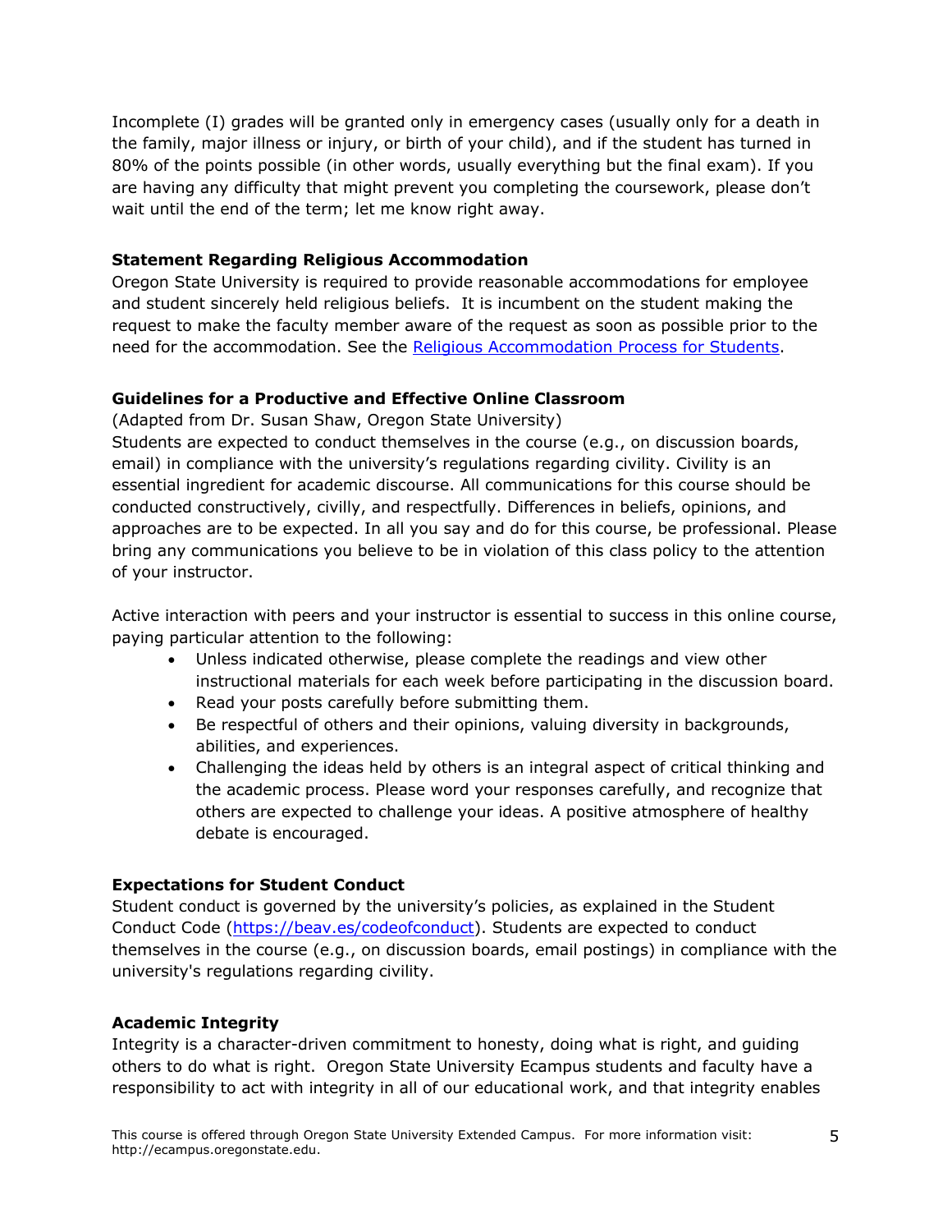Incomplete (I) grades will be granted only in emergency cases (usually only for a death in the family, major illness or injury, or birth of your child), and if the student has turned in 80% of the points possible (in other words, usually everything but the final exam). If you are having any difficulty that might prevent you completing the coursework, please don't wait until the end of the term; let me know right away.

**Statement Regarding Religious Accommodation**

Oregon State University is required to provide reasonable accommodations for employee and student sincerely held religious beliefs. It is incumbent on the student making the request to make the faculty member aware of the request as soon as possible prior to the need for the accommodation. See the [Religious Accommodation Process for Students](#).

**Guidelines for a Productive and Effective Online Classroom**

(Adapted from Dr. Susan Shaw, Oregon State University)

Students are expected to conduct themselves in the course (e.g., on discussion boards, email) in compliance with the university's regulations regarding civility. Civility is an essential ingredient for academic discourse. All communications for this course should be conducted constructively, civilly, and respectfully. Differences in beliefs, opinions, and approaches are to be expected. In all you say and do for this course, be professional. Please bring any communications you believe to be in violation of this class policy to the attention of your instructor.

Active interaction with peers and your instructor is essential to success in this online course, paying particular attention to the following:

- Unless indicated otherwise, please complete the readings and view other instructional materials for each week before participating in the discussion board.
- Read your posts carefully before submitting them.
- Be respectful of others and their opinions, valuing diversity in backgrounds, abilities, and experiences.
- Challenging the ideas held by others is an integral aspect of critical thinking and the academic process. Please word your responses carefully, and recognize that others are expected to challenge your ideas. A positive atmosphere of healthy debate is encouraged.

**Expectations for Student Conduct**

Student conduct is governed by the university's policies, as explained in the Student Conduct Code (https://beav.es/codeofconduct). Students are expected to conduct themselves in the course (e.g., on discussion boards, email postings) in compliance with the university's regulations regarding civility.

**Academic Integrity**

Integrity is a character-driven commitment to honesty, doing what is right, and guiding others to do what is right. Oregon State University Ecampus students and faculty have a responsibility to act with integrity in all of our educational work, and that integrity enables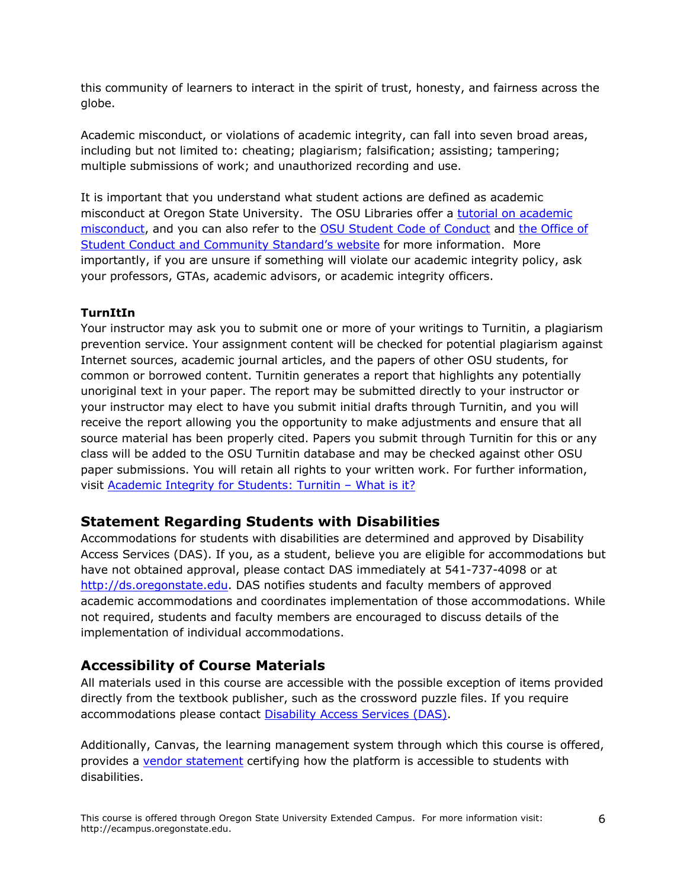this community of learners to interact in the spirit of trust, honesty, and fairness across the globe.

Academic misconduct, or violations of academic integrity, can fall into seven broad areas, including but not limited to: cheating; plagiarism; falsification; assisting; tampering; multiple submissions of work; and unauthorized recording and use.

It is important that you understand what student actions are defined as academic misconduct at Oregon State University. The OSU Libraries offer a tutorial on academic misconduct, and you can also refer to the OSU Student Code of Conduct and the Office of Student Conduct and Community Standard's website for more information. More importantly, if you are unsure if something will violate our academic integrity policy, ask your professors, GTAs, academic advisors, or academic integrity officers.

**TurnItIn**

Your instructor may ask you to submit one or more of your writings to Turnitin, a plagiarism prevention service. Your assignment content will be checked for potential plagiarism against Internet sources, academic journal articles, and the papers of other OSU students, for common or borrowed content. Turnitin generates a report that highlights any potentially unoriginal text in your paper. The report may be submitted directly to your instructor or your instructor may elect to have you submit initial drafts through Turnitin, and you will receive the report allowing you the opportunity to make adjustments and ensure that all source material has been properly cited. Papers you submit through Turnitin for this or any class will be added to the OSU Turnitin database and may be checked against other OSU paper submissions. You will retain all rights to your written work. For further information, visit Academic Integrity for Students: Turnitin – What is it?

## Statement Regarding Students with Disabilities

Accommodations for students with disabilities are determined and approved by Disability Access Services (DAS). If you, as a student, believe you are eligible for accommodations but have not obtained approval, please contact DAS immediately at 541-737-4098 or at http://ds.oregonstate.edu. DAS notifies students and faculty members of approved academic accommodations and coordinates implementation of those accommodations. While not required, students and faculty members are encouraged to discuss details of the implementation of individual accommodations.

## Accessibility of Course Materials

All materials used in this course are accessible with the possible exception of items provided directly from the textbook publisher, such as the crossword puzzle files. If you require accommodations please contact Disability Access Services (DAS).

Additionally, Canvas, the learning management system through which this course is offered, provides a vendor statement certifying how the platform is accessible to students with disabilities.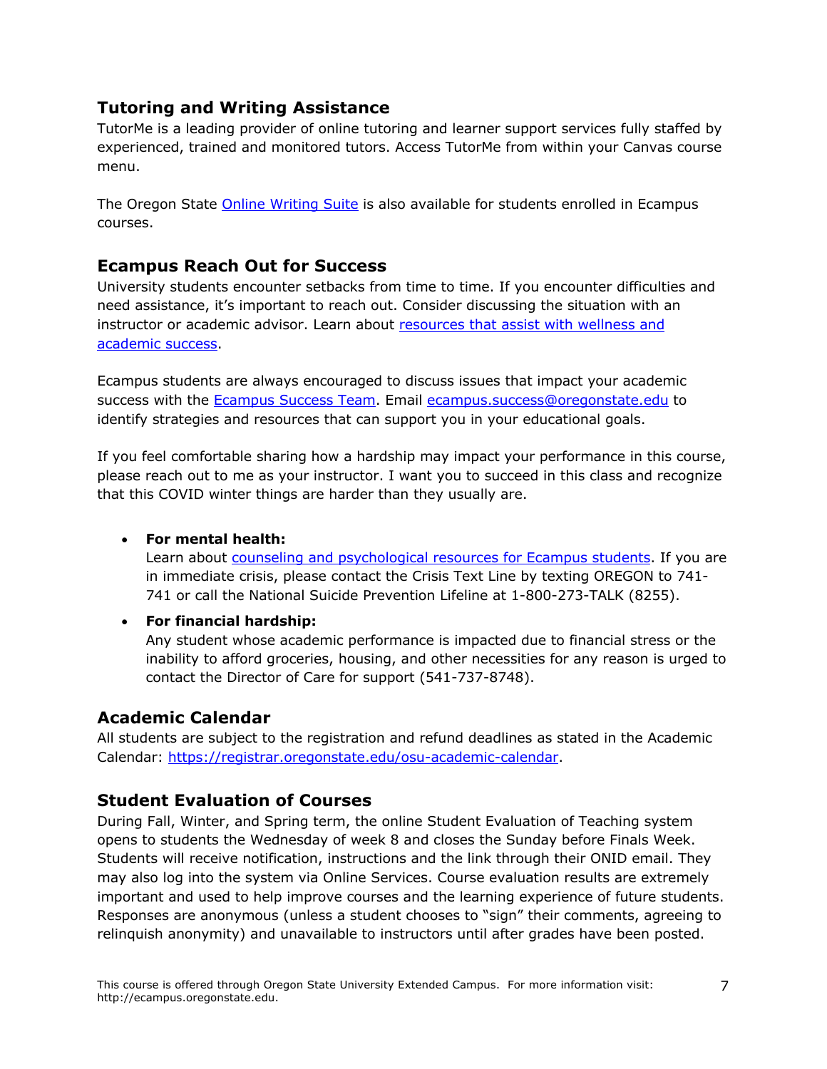## Tutoring and Writing Assistance

TutorMe is a leading provider of online tutoring and learner support services fully staffed by experienced, trained and monitored tutors. Access TutorMe from within your Canvas course menu.

The Oregon State Online Writing Suite is also available for students enrolled in Ecampus courses.

## Ecampus Reach Out for Success

University students encounter setbacks from time to time. If you encounter difficulties and need assistance, it's important to reach out. Consider discussing the situation with an instructor or academic advisor. Learn about resources that assist with wellness and academic success.

Ecampus students are always encouraged to discuss issues that impact your academic success with the Ecampus Success Team. Email ecampus.success@oregonstate.edu to identify strategies and resources that can support you in your educational goals.

If you feel comfortable sharing how a hardship may impact your performance in this course, please reach out to me as your instructor. I want you to succeed in this class and recognize that this COVID winter things are harder than they usually are.

- **For mental health:**
  Learn about counseling and psychological resources for Ecampus students. If you are in immediate crisis, please contact the Crisis Text Line by texting OREGON to 741-741 or call the National Suicide Prevention Lifeline at 1-800-273-TALK (8255).
- **For financial hardship:**
  Any student whose academic performance is impacted due to financial stress or the inability to afford groceries, housing, and other necessities for any reason is urged to contact the Director of Care for support (541-737-8748).

## Academic Calendar

All students are subject to the registration and refund deadlines as stated in the Academic Calendar: https://registrar.oregonstate.edu/osu-academic-calendar.

## Student Evaluation of Courses

During Fall, Winter, and Spring term, the online Student Evaluation of Teaching system opens to students the Wednesday of week 8 and closes the Sunday before Finals Week. Students will receive notification, instructions and the link through their ONID email. They may also log into the system via Online Services. Course evaluation results are extremely important and used to help improve courses and the learning experience of future students. Responses are anonymous (unless a student chooses to "sign" their comments, agreeing to relinquish anonymity) and unavailable to instructors until after grades have been posted.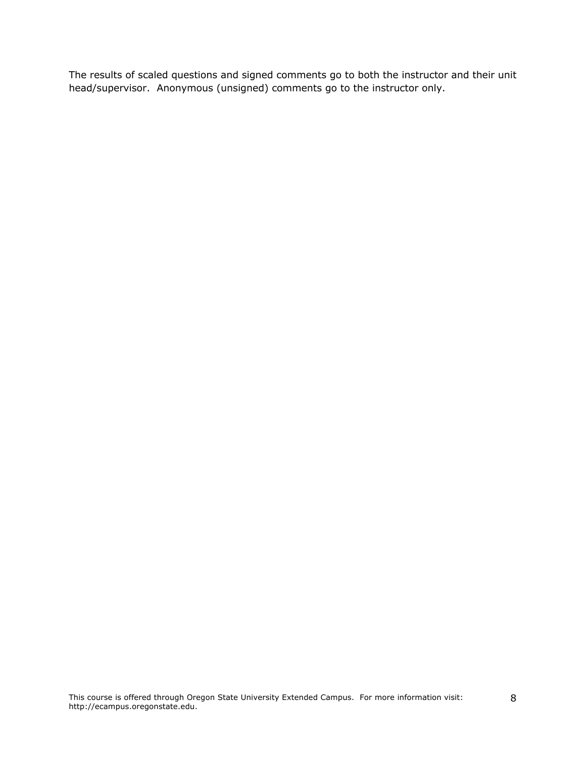The results of scaled questions and signed comments go to both the instructor and their unit head/supervisor. Anonymous (unsigned) comments go to the instructor only.